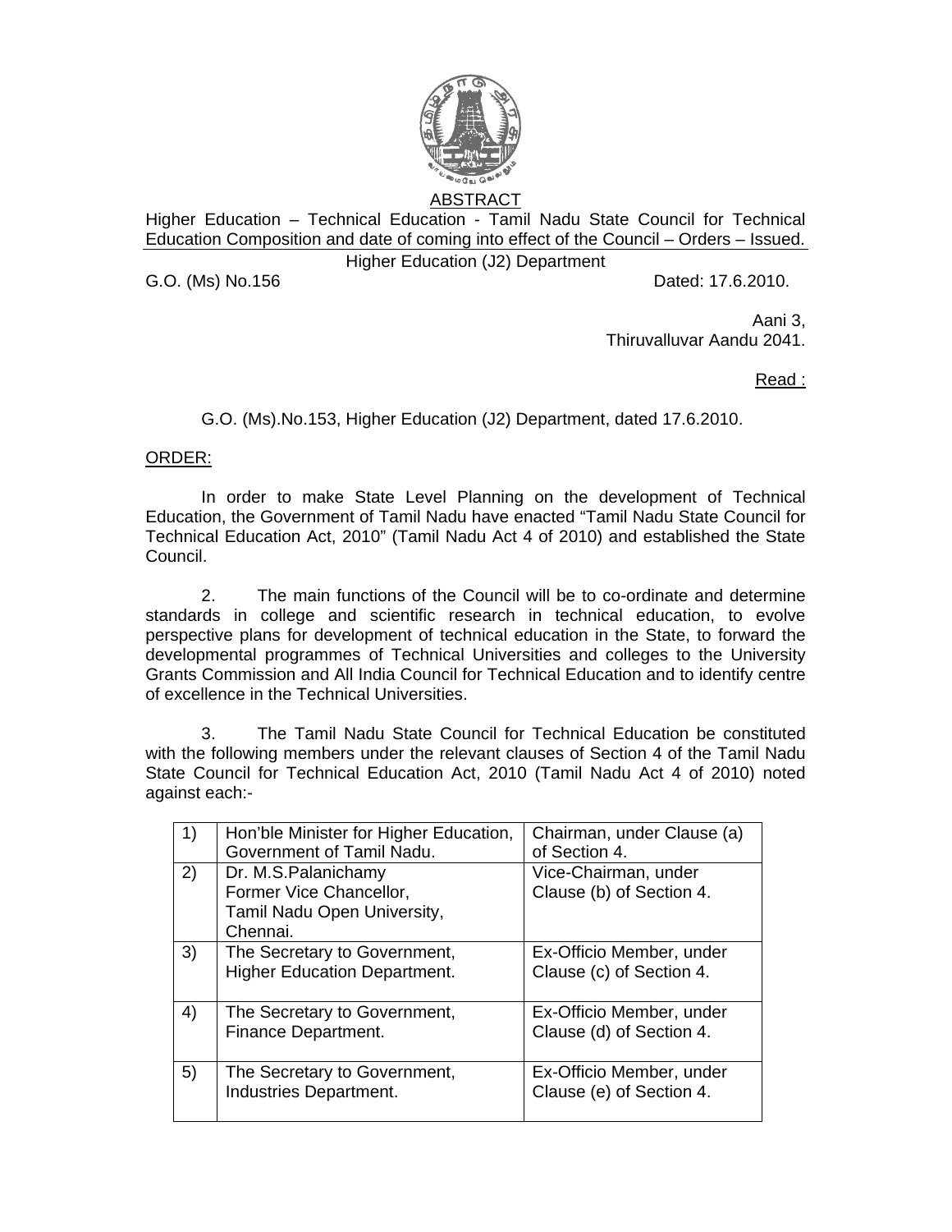ABSTRACT

Higher Education – Technical Education - Tamil Nadu State Council for Technical Education Composition and date of coming into effect of the Council – Orders – Issued.

Higher Education (J2) Department

G.O. (Ms) No.156 Dated: 17.6.2010.

Aani 3,
Thiruvalluvar Aandu 2041.

Read :

G.O. (Ms).No.153, Higher Education (J2) Department, dated 17.6.2010.

ORDER:

In order to make State Level Planning on the development of Technical Education, the Government of Tamil Nadu have enacted "Tamil Nadu State Council for Technical Education Act, 2010" (Tamil Nadu Act 4 of 2010) and established the State Council.

2. The main functions of the Council will be to co-ordinate and determine standards in college and scientific research in technical education, to evolve perspective plans for development of technical education in the State, to forward the developmental programmes of Technical Universities and colleges to the University Grants Commission and All India Council for Technical Education and to identify centre of excellence in the Technical Universities.

3. The Tamil Nadu State Council for Technical Education be constituted with the following members under the relevant clauses of Section 4 of the Tamil Nadu State Council for Technical Education Act, 2010 (Tamil Nadu Act 4 of 2010) noted against each:-

| | | |
|---|---|---|
| 1) | Hon'ble Minister for Higher Education, Government of Tamil Nadu. | Chairman, under Clause (a) of Section 4. |
| 2) | Dr. M.S.Palanichamy Former Vice Chancellor, Tamil Nadu Open University, Chennai. | Vice-Chairman, under Clause (b) of Section 4. |
| 3) | The Secretary to Government, Higher Education Department. | Ex-Officio Member, under Clause (c) of Section 4. |
| 4) | The Secretary to Government, Finance Department. | Ex-Officio Member, under Clause (d) of Section 4. |
| 5) | The Secretary to Government, Industries Department. | Ex-Officio Member, under Clause (e) of Section 4. |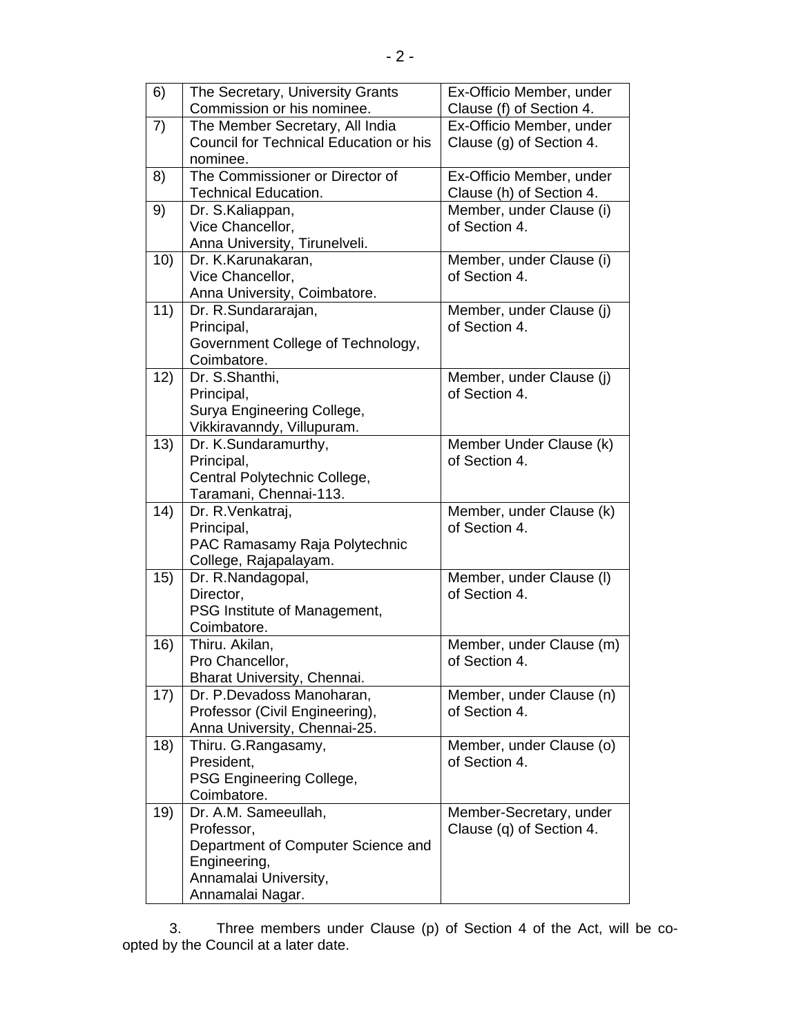| | | |
|---|---|---|
| 6) | The Secretary, University Grants Commission or his nominee. | Ex-Officio Member, under Clause (f) of Section 4. |
| 7) | The Member Secretary, All India Council for Technical Education or his nominee. | Ex-Officio Member, under Clause (g) of Section 4. |
| 8) | The Commissioner or Director of Technical Education. | Ex-Officio Member, under Clause (h) of Section 4. |
| 9) | Dr. S.Kaliappan,<br>Vice Chancellor,<br>Anna University, Tirunelveli. | Member, under Clause (i) of Section 4. |
| 10) | Dr. K.Karunakaran,<br>Vice Chancellor,<br>Anna University, Coimbatore. | Member, under Clause (i) of Section 4. |
| 11) | Dr. R.Sundararajan,<br>Principal,<br>Government College of Technology, Coimbatore. | Member, under Clause (j) of Section 4. |
| 12) | Dr. S.Shanthi,<br>Principal,<br>Surya Engineering College, Vikkiravanndy, Villupuram. | Member, under Clause (j) of Section 4. |
| 13) | Dr. K.Sundaramurthy,<br>Principal,<br>Central Polytechnic College, Taramani, Chennai-113. | Member Under Clause (k) of Section 4. |
| 14) | Dr. R.Venkatraj,<br>Principal,<br>PAC Ramasamy Raja Polytechnic College, Rajapalayam. | Member, under Clause (k) of Section 4. |
| 15) | Dr. R.Nandagopal,<br>Director,<br>PSG Institute of Management, Coimbatore. | Member, under Clause (l) of Section 4. |
| 16) | Thiru. Akilan,<br>Pro Chancellor,<br>Bharat University, Chennai. | Member, under Clause (m) of Section 4. |
| 17) | Dr. P.Devadoss Manoharan,<br>Professor (Civil Engineering),<br>Anna University, Chennai-25. | Member, under Clause (n) of Section 4. |
| 18) | Thiru. G.Rangasamy,<br>President,<br>PSG Engineering College, Coimbatore. | Member, under Clause (o) of Section 4. |
| 19) | Dr. A.M. Sameeullah,<br>Professor,<br>Department of Computer Science and Engineering,<br>Annamalai University,<br>Annamalai Nagar. | Member-Secretary, under Clause (q) of Section 4. |

3. Three members under Clause (p) of Section 4 of the Act, will be co-opted by the Council at a later date.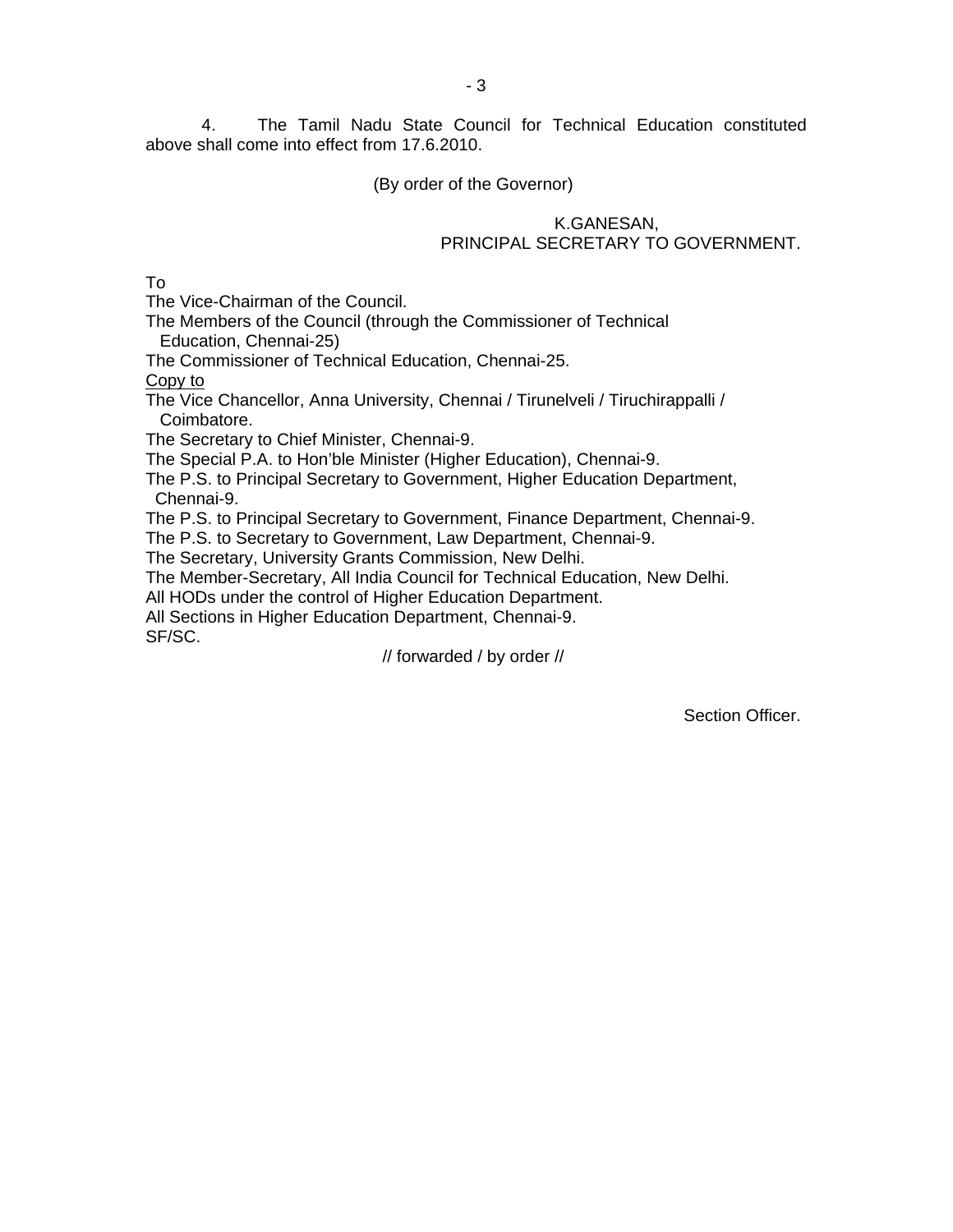4. The Tamil Nadu State Council for Technical Education constituted above shall come into effect from 17.6.2010.

(By order of the Governor)

K.GANESAN,
PRINCIPAL SECRETARY TO GOVERNMENT.

To
The Vice-Chairman of the Council.
The Members of the Council (through the Commissioner of Technical Education, Chennai-25)
The Commissioner of Technical Education, Chennai-25.

Copy to
The Vice Chancellor, Anna University, Chennai / Tirunelveli / Tiruchirappalli / Coimbatore.
The Secretary to Chief Minister, Chennai-9.
The Special P.A. to Hon'ble Minister (Higher Education), Chennai-9.
The P.S. to Principal Secretary to Government, Higher Education Department, Chennai-9.
The P.S. to Principal Secretary to Government, Finance Department, Chennai-9.
The P.S. to Secretary to Government, Law Department, Chennai-9.
The Secretary, University Grants Commission, New Delhi.
The Member-Secretary, All India Council for Technical Education, New Delhi.
All HODs under the control of Higher Education Department.
All Sections in Higher Education Department, Chennai-9.
SF/SC.

// forwarded / by order //

Section Officer.